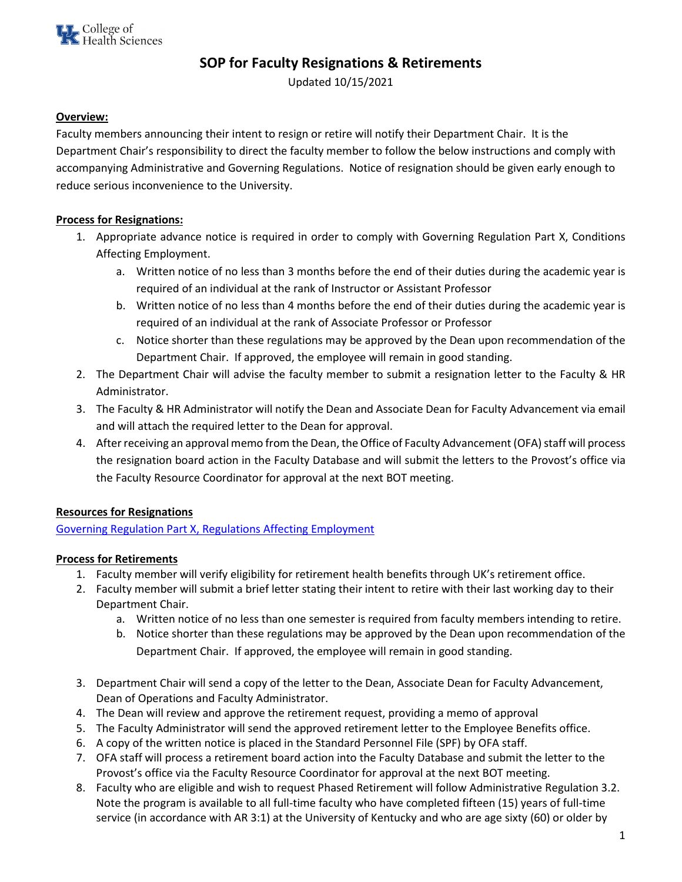College of Health Sciences

# SOP for Faculty Resignations & Retirements

Updated 10/15/2021

**Overview:**

Faculty members announcing their intent to resign or retire will notify their Department Chair. It is the Department Chair's responsibility to direct the faculty member to follow the below instructions and comply with accompanying Administrative and Governing Regulations. Notice of resignation should be given early enough to reduce serious inconvenience to the University.

**Process for Resignations:**

1. Appropriate advance notice is required in order to comply with Governing Regulation Part X, Conditions Affecting Employment.
    a. Written notice of no less than 3 months before the end of their duties during the academic year is required of an individual at the rank of Instructor or Assistant Professor
    b. Written notice of no less than 4 months before the end of their duties during the academic year is required of an individual at the rank of Associate Professor or Professor
    c. Notice shorter than these regulations may be approved by the Dean upon recommendation of the Department Chair. If approved, the employee will remain in good standing.
2. The Department Chair will advise the faculty member to submit a resignation letter to the Faculty & HR Administrator.
3. The Faculty & HR Administrator will notify the Dean and Associate Dean for Faculty Advancement via email and will attach the required letter to the Dean for approval.
4. After receiving an approval memo from the Dean, the Office of Faculty Advancement (OFA) staff will process the resignation board action in the Faculty Database and will submit the letters to the Provost's office via the Faculty Resource Coordinator for approval at the next BOT meeting.

**Resources for Resignations**

Governing Regulation Part X, Regulations Affecting Employment

**Process for Retirements**

1. Faculty member will verify eligibility for retirement health benefits through UK's retirement office.
2. Faculty member will submit a brief letter stating their intent to retire with their last working day to their Department Chair.
    a. Written notice of no less than one semester is required from faculty members intending to retire.
    b. Notice shorter than these regulations may be approved by the Dean upon recommendation of the Department Chair. If approved, the employee will remain in good standing.
3. Department Chair will send a copy of the letter to the Dean, Associate Dean for Faculty Advancement, Dean of Operations and Faculty Administrator.
4. The Dean will review and approve the retirement request, providing a memo of approval
5. The Faculty Administrator will send the approved retirement letter to the Employee Benefits office.
6. A copy of the written notice is placed in the Standard Personnel File (SPF) by OFA staff.
7. OFA staff will process a retirement board action into the Faculty Database and submit the letter to the Provost's office via the Faculty Resource Coordinator for approval at the next BOT meeting.
8. Faculty who are eligible and wish to request Phased Retirement will follow Administrative Regulation 3.2. Note the program is available to all full-time faculty who have completed fifteen (15) years of full-time service (in accordance with AR 3:1) at the University of Kentucky and who are age sixty (60) or older by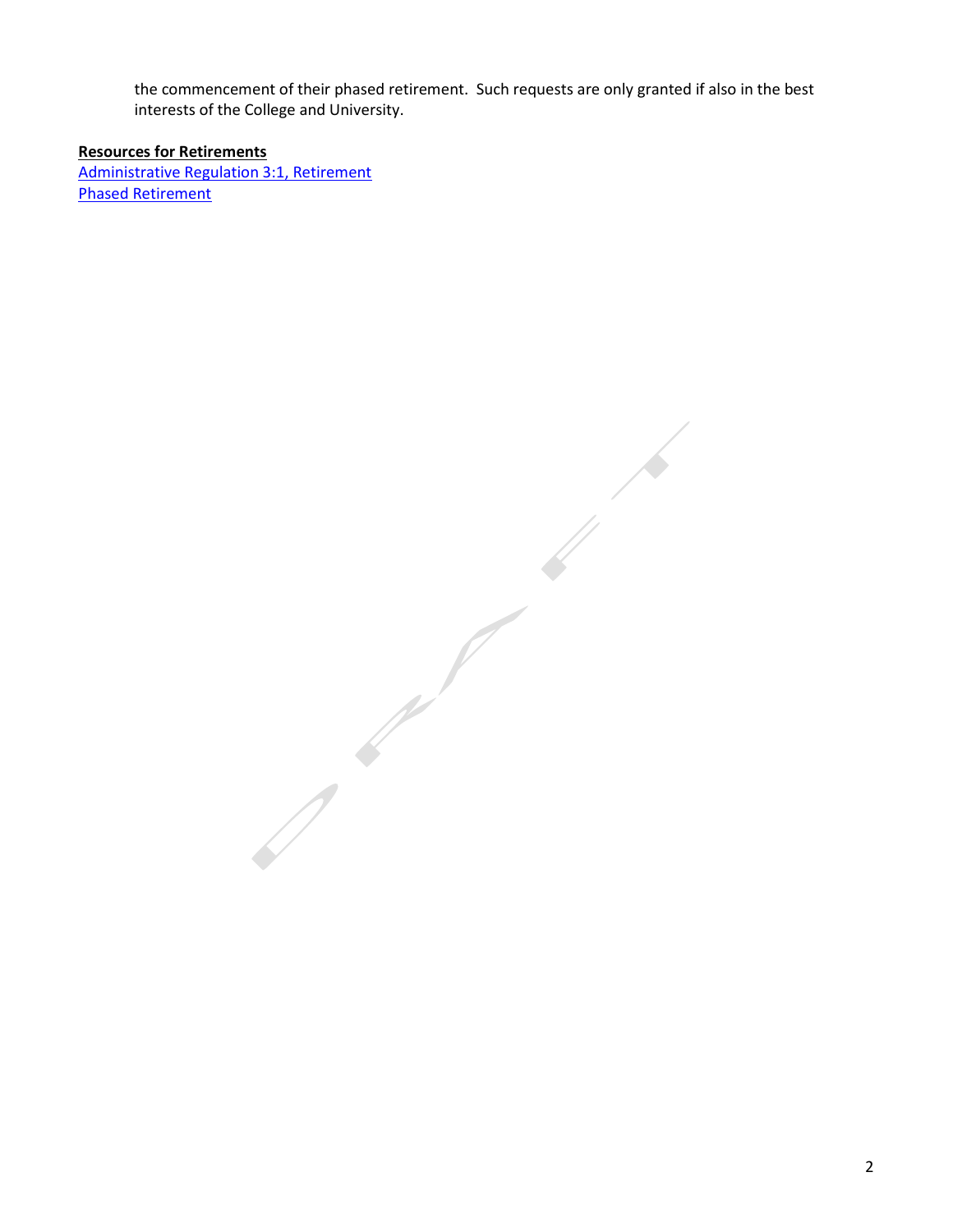the commencement of their phased retirement. Such requests are only granted if also in the best interests of the College and University.

**Resources for Retirements**

Administrative Regulation 3:1, Retirement

Phased Retirement